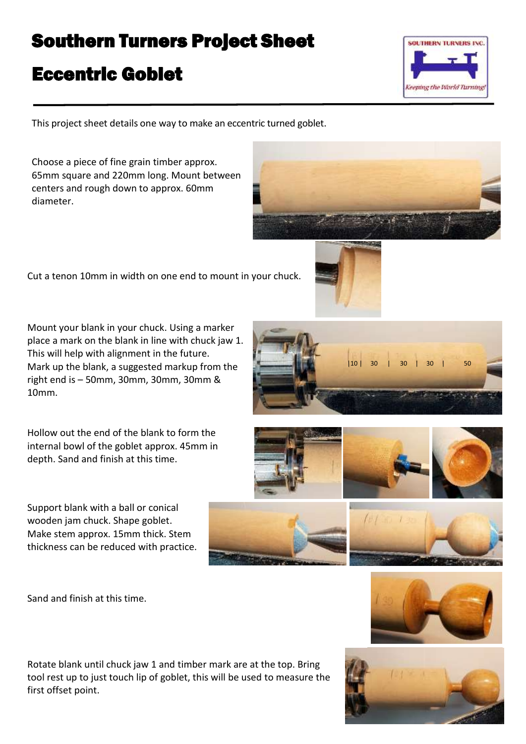# Southern Turners Project Sheet

# Eccentric Goblet

This project sheet details one way to make an eccentric turned goblet.

Choose a piece of fine grain timber approx. 65mm square and 220mm long. Mount between centers and rough down to approx. 60mm diameter.

Cut a tenon 10mm in width on one end to mount in your chuck.

Mount your blank in your chuck. Using a marker place a mark on the blank in line with chuck jaw 1. This will help with alignment in the future. Mark up the blank, a suggested markup from the right end is – 50mm, 30mm, 30mm, 30mm & 10mm.

Hollow out the end of the blank to form the internal bowl of the goblet approx. 45mm in depth. Sand and finish at this time.

Support blank with a ball or conical wooden jam chuck. Shape goblet. Make stem approx. 15mm thick. Stem thickness can be reduced with practice.

Sand and finish at this time.

Rotate blank until chuck jaw 1 and timber mark are at the top. Bring tool rest up to just touch lip of goblet, this will be used to measure the first offset point.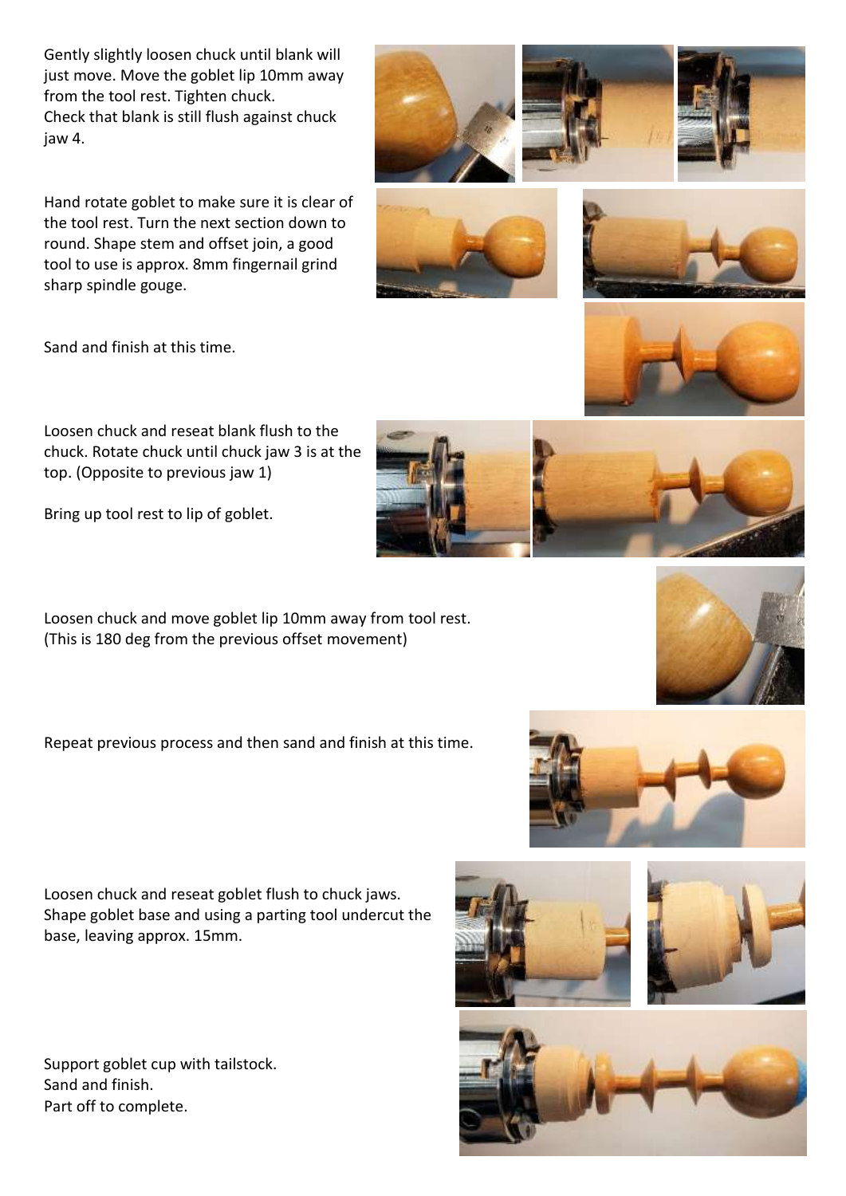Gently slightly loosen chuck until blank will just move. Move the goblet lip 10mm away from the tool rest. Tighten chuck.
Check that blank is still flush against chuck jaw 4.

Hand rotate goblet to make sure it is clear of the tool rest. Turn the next section down to round. Shape stem and offset join, a good tool to use is approx. 8mm fingernail grind sharp spindle gouge.

Sand and finish at this time.

Loosen chuck and reseat blank flush to the chuck. Rotate chuck until chuck jaw 3 is at the top. (Opposite to previous jaw 1)

Bring up tool rest to lip of goblet.

Loosen chuck and move goblet lip 10mm away from tool rest.
(This is 180 deg from the previous offset movement)

Repeat previous process and then sand and finish at this time.

Loosen chuck and reseat goblet flush to chuck jaws.
Shape goblet base and using a parting tool undercut the base, leaving approx. 15mm.

Support goblet cup with tailstock.
Sand and finish.
Part off to complete.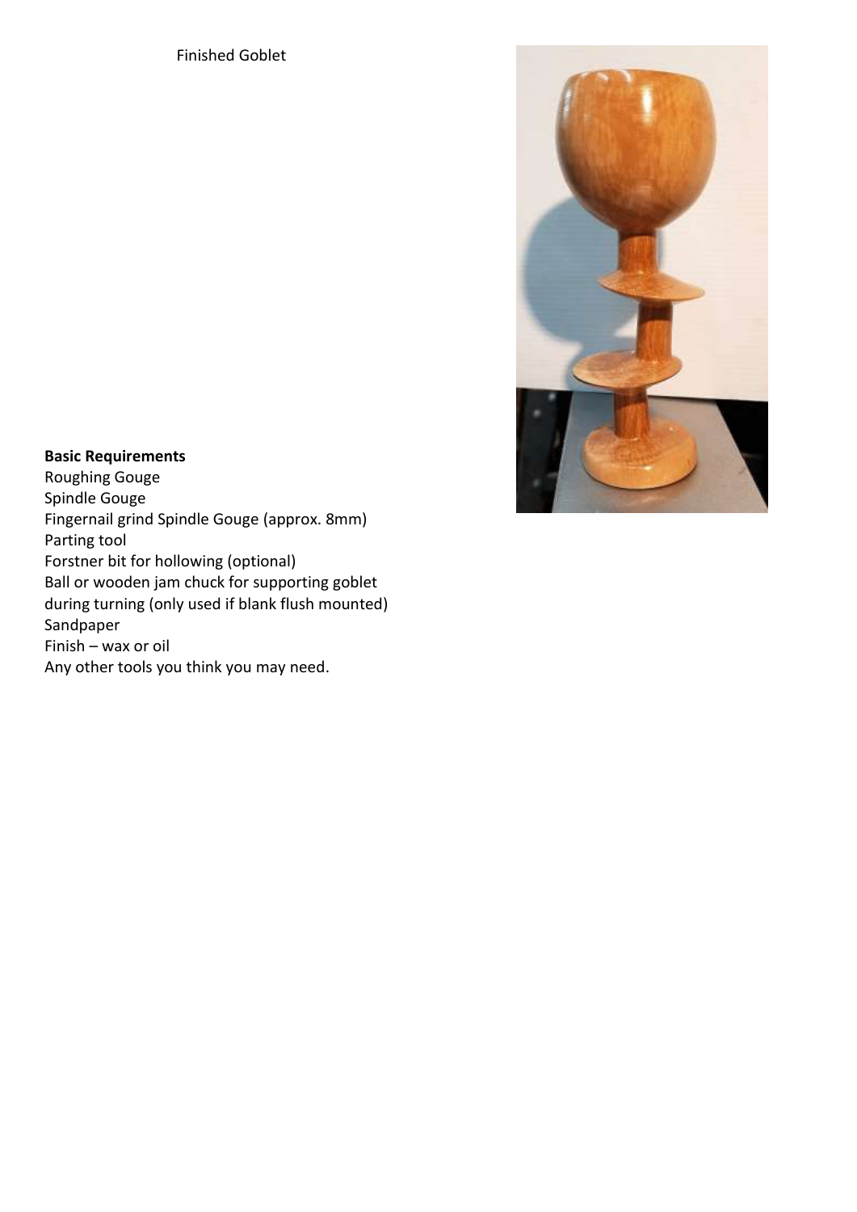Finished Goblet

**Basic Requirements**

Roughing Gouge
Spindle Gouge
Fingernail grind Spindle Gouge (approx. 8mm)
Parting tool
Forstner bit for hollowing (optional)
Ball or wooden jam chuck for supporting goblet during turning (only used if blank flush mounted)
Sandpaper
Finish – wax or oil
Any other tools you think you may need.